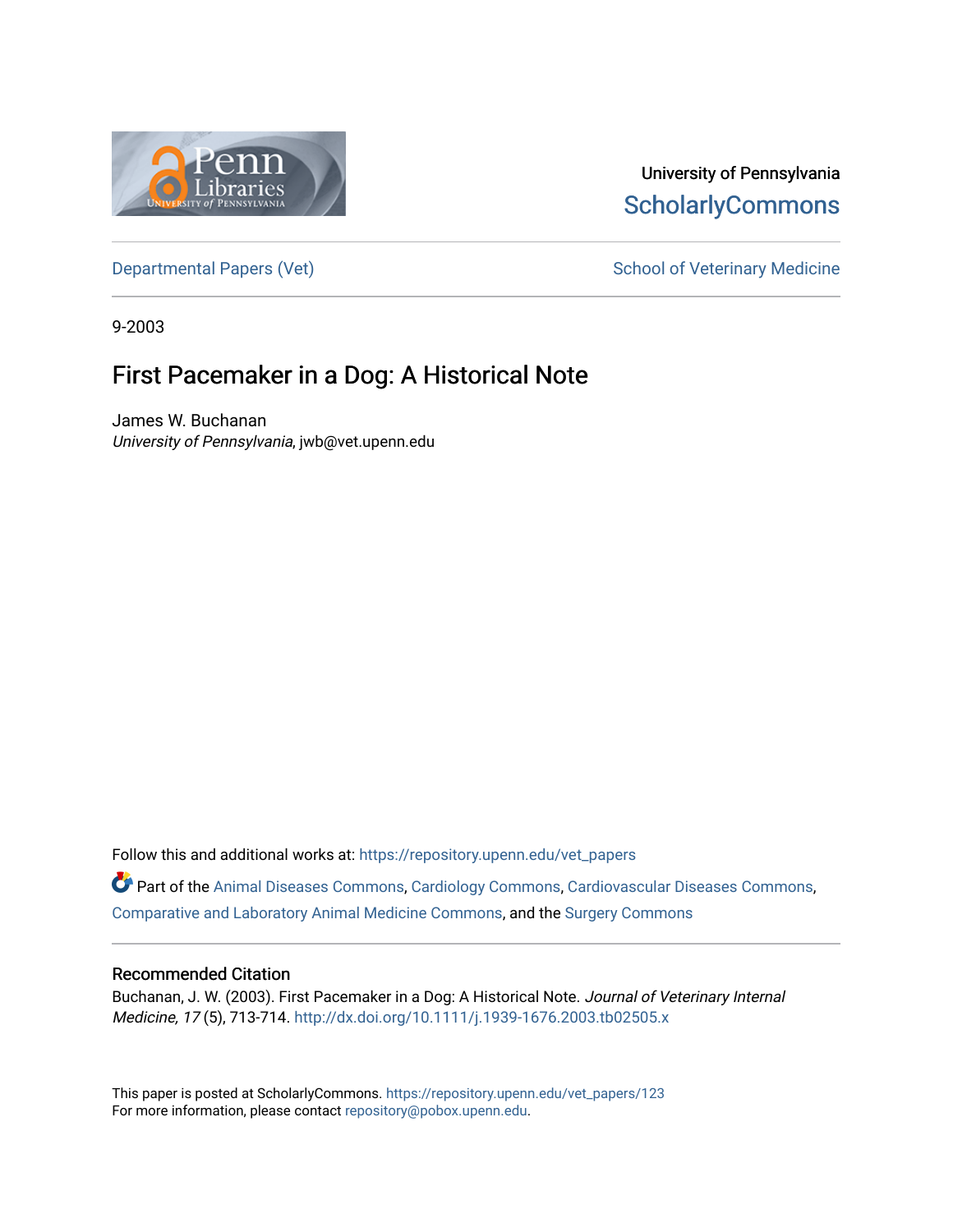University of Pennsylvania
ScholarlyCommons

Departmental Papers (Vet) School of Veterinary Medicine

9-2003

# First Pacemaker in a Dog: A Historical Note

James W. Buchanan
*University of Pennsylvania*, jwb@vet.upenn.edu

Follow this and additional works at: https://repository.upenn.edu/vet_papers

Part of the Animal Diseases Commons, Cardiology Commons, Cardiovascular Diseases Commons, Comparative and Laboratory Animal Medicine Commons, and the Surgery Commons

## Recommended Citation

Buchanan, J. W. (2003). First Pacemaker in a Dog: A Historical Note. *Journal of Veterinary Internal Medicine, 17* (5), 713-714. http://dx.doi.org/10.1111/j.1939-1676.2003.tb02505.x

This paper is posted at ScholarlyCommons. https://repository.upenn.edu/vet_papers/123
For more information, please contact repository@pobox.upenn.edu.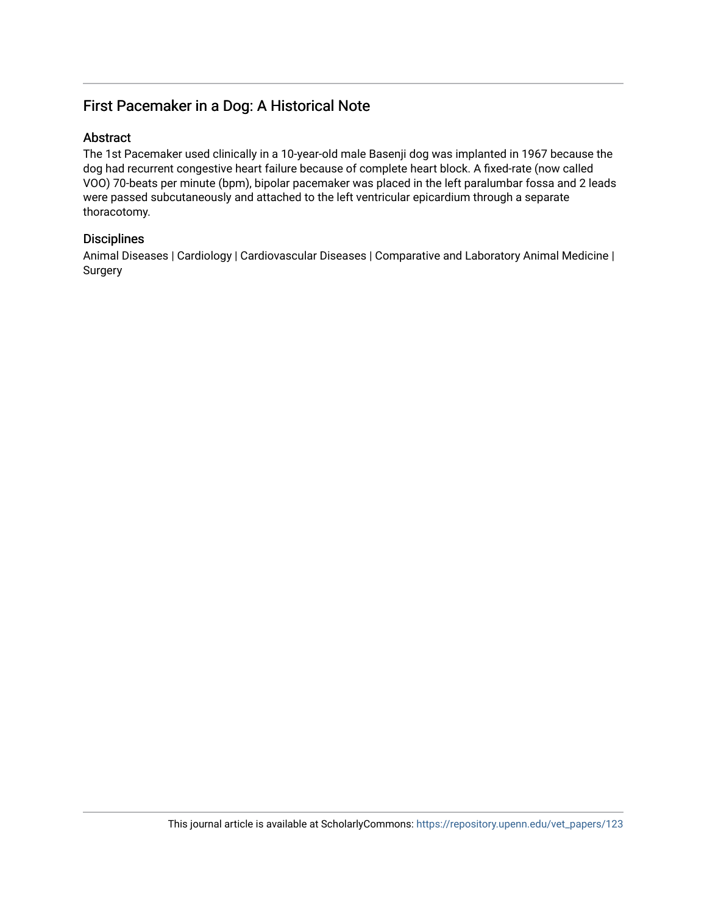## First Pacemaker in a Dog: A Historical Note

### Abstract

The 1st Pacemaker used clinically in a 10-year-old male Basenji dog was implanted in 1967 because the dog had recurrent congestive heart failure because of complete heart block. A fixed-rate (now called VOO) 70-beats per minute (bpm), bipolar pacemaker was placed in the left paralumbar fossa and 2 leads were passed subcutaneously and attached to the left ventricular epicardium through a separate thoracotomy.

### Disciplines

Animal Diseases | Cardiology | Cardiovascular Diseases | Comparative and Laboratory Animal Medicine | Surgery

This journal article is available at ScholarlyCommons: https://repository.upenn.edu/vet_papers/123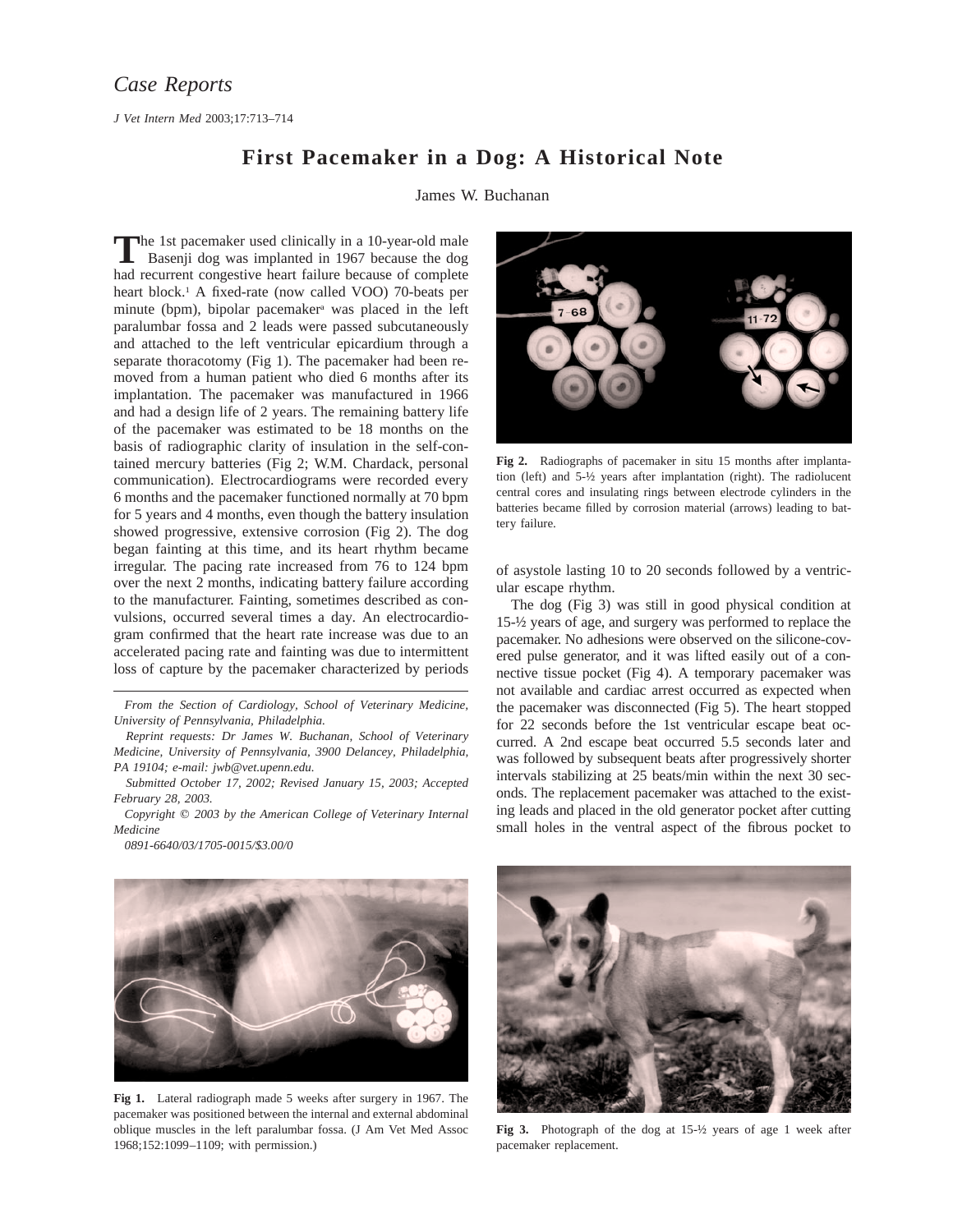## Case Reports

*J Vet Intern Med* 2003;17:713–714

# First Pacemaker in a Dog: A Historical Note

James W. Buchanan

The 1st pacemaker used clinically in a 10-year-old male Basenji dog was implanted in 1967 because the dog had recurrent congestive heart failure because of complete heart block.[1] A fixed-rate (now called VOO) 70-beats per minute (bpm), bipolar pacemaker[a] was placed in the left paralumbar fossa and 2 leads were passed subcutaneously and attached to the left ventricular epicardium through a separate thoracotomy (Fig 1). The pacemaker had been removed from a human patient who died 6 months after its implantation. The pacemaker was manufactured in 1966 and had a design life of 2 years. The remaining battery life of the pacemaker was estimated to be 18 months on the basis of radiographic clarity of insulation in the self-contained mercury batteries (Fig 2; W.M. Chardack, personal communication). Electrocardiograms were recorded every 6 months and the pacemaker functioned normally at 70 bpm for 5 years and 4 months, even though the battery insulation showed progressive, extensive corrosion (Fig 2). The dog began fainting at this time, and its heart rhythm became irregular. The pacing rate increased from 76 to 124 bpm over the next 2 months, indicating battery failure according to the manufacturer. Fainting, sometimes described as convulsions, occurred several times a day. An electrocardiogram confirmed that the heart rate increase was due to an accelerated pacing rate and fainting was due to intermittent loss of capture by the pacemaker characterized by periods of asystole lasting 10 to 20 seconds followed by a ventricular escape rhythm.

The dog (Fig 3) was still in good physical condition at 15-½ years of age, and surgery was performed to replace the pacemaker. No adhesions were observed on the silicone-covered pulse generator, and it was lifted easily out of a connective tissue pocket (Fig 4). A temporary pacemaker was not available and cardiac arrest occurred as expected when the pacemaker was disconnected (Fig 5). The heart stopped for 22 seconds before the 1st ventricular escape beat occurred. A 2nd escape beat occurred 5.5 seconds later and was followed by subsequent beats after progressively shorter intervals stabilizing at 25 beats/min within the next 30 seconds. The replacement pacemaker was attached to the existing leads and placed in the old generator pocket after cutting small holes in the ventral aspect of the fibrous pocket to

*From the Section of Cardiology, School of Veterinary Medicine, University of Pennsylvania, Philadelphia.*

*Reprint requests: Dr James W. Buchanan, School of Veterinary Medicine, University of Pennsylvania, 3900 Delancey, Philadelphia, PA 19104; e-mail: jwb@vet.upenn.edu.*

*Submitted October 17, 2002; Revised January 15, 2003; Accepted February 28, 2003.*

*Copyright © 2003 by the American College of Veterinary Internal Medicine*

*0891-6640/03/1705-0015/$3.00/0*

**Fig 2.** Radiographs of pacemaker in situ 15 months after implantation (left) and 5-½ years after implantation (right). The radiolucent central cores and insulating rings between electrode cylinders in the batteries became filled by corrosion material (arrows) leading to battery failure.

**Fig 1.** Lateral radiograph made 5 weeks after surgery in 1967. The pacemaker was positioned between the internal and external abdominal oblique muscles in the left paralumbar fossa. (J Am Vet Med Assoc 1968;152:1099–1109; with permission.)

**Fig 3.** Photograph of the dog at 15-½ years of age 1 week after pacemaker replacement.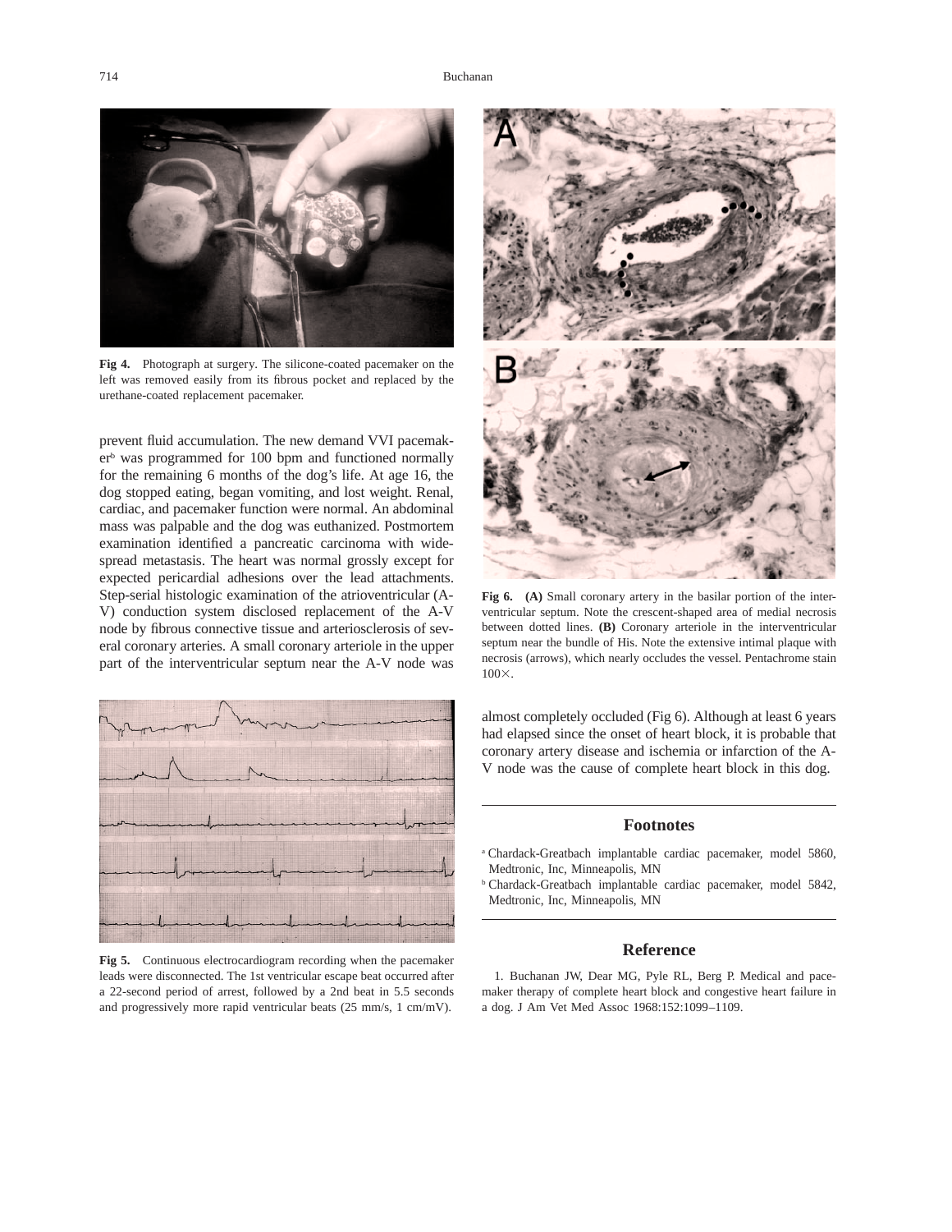Fig 4. Photograph at surgery. The silicone-coated pacemaker on the left was removed easily from its fibrous pocket and replaced by the urethane-coated replacement pacemaker.

prevent fluid accumulation. The new demand VVI pacemaker[b] was programmed for 100 bpm and functioned normally for the remaining 6 months of the dog's life. At age 16, the dog stopped eating, began vomiting, and lost weight. Renal, cardiac, and pacemaker function were normal. An abdominal mass was palpable and the dog was euthanized. Postmortem examination identified a pancreatic carcinoma with widespread metastasis. The heart was normal grossly except for expected pericardial adhesions over the lead attachments. Step-serial histologic examination of the atrioventricular (A-V) conduction system disclosed replacement of the A-V node by fibrous connective tissue and arteriosclerosis of several coronary arteries. A small coronary arteriole in the upper part of the interventricular septum near the A-V node was almost completely occluded (Fig 6). Although at least 6 years had elapsed since the onset of heart block, it is probable that coronary artery disease and ischemia or infarction of the A-V node was the cause of complete heart block in this dog.

Fig 5. Continuous electrocardiogram recording when the pacemaker leads were disconnected. The 1st ventricular escape beat occurred after a 22-second period of arrest, followed by a 2nd beat in 5.5 seconds and progressively more rapid ventricular beats (25 mm/s, 1 cm/mV).

Fig 6. **(A)** Small coronary artery in the basilar portion of the interventricular septum. Note the crescent-shaped area of medial necrosis between dotted lines. **(B)** Coronary arteriole in the interventricular septum near the bundle of His. Note the extensive intimal plaque with necrosis (arrows), which nearly occludes the vessel. Pentachrome stain 100×.

## Footnotes

[a] Chardack-Greatbach implantable cardiac pacemaker, model 5860, Medtronic, Inc, Minneapolis, MN

[b] Chardack-Greatbach implantable cardiac pacemaker, model 5842, Medtronic, Inc, Minneapolis, MN

## Reference

1. Buchanan JW, Dear MG, Pyle RL, Berg P. Medical and pacemaker therapy of complete heart block and congestive heart failure in a dog. J Am Vet Med Assoc 1968:152:1099–1109.